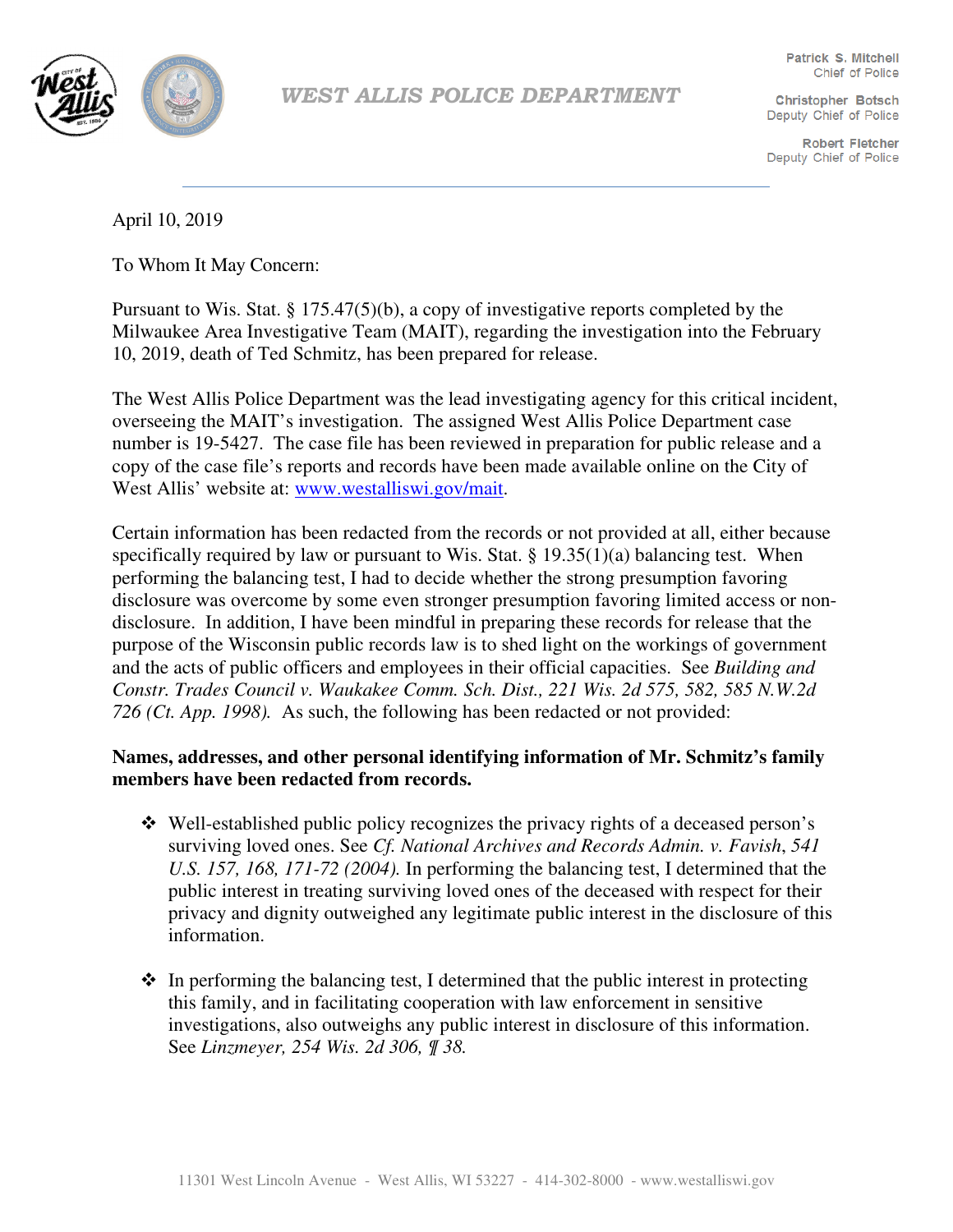# WEST ALLIS POLICE DEPARTMENT

Patrick S. Mitchell
Chief of Police

Christopher Botsch
Deputy Chief of Police

Robert Fletcher
Deputy Chief of Police

April 10, 2019

To Whom It May Concern:

Pursuant to Wis. Stat. § 175.47(5)(b), a copy of investigative reports completed by the Milwaukee Area Investigative Team (MAIT), regarding the investigation into the February 10, 2019, death of Ted Schmitz, has been prepared for release.

The West Allis Police Department was the lead investigating agency for this critical incident, overseeing the MAIT's investigation. The assigned West Allis Police Department case number is 19-5427. The case file has been reviewed in preparation for public release and a copy of the case file's reports and records have been made available online on the City of West Allis' website at: www.westalliswi.gov/mait.

Certain information has been redacted from the records or not provided at all, either because specifically required by law or pursuant to Wis. Stat. § 19.35(1)(a) balancing test. When performing the balancing test, I had to decide whether the strong presumption favoring disclosure was overcome by some even stronger presumption favoring limited access or non-disclosure. In addition, I have been mindful in preparing these records for release that the purpose of the Wisconsin public records law is to shed light on the workings of government and the acts of public officers and employees in their official capacities. See *Building and Constr. Trades Council v. Waukakee Comm. Sch. Dist., 221 Wis. 2d 575, 582, 585 N.W.2d 726 (Ct. App. 1998).* As such, the following has been redacted or not provided:

**Names, addresses, and other personal identifying information of Mr. Schmitz's family members have been redacted from records.**

- Well-established public policy recognizes the privacy rights of a deceased person's surviving loved ones. See *Cf. National Archives and Records Admin. v. Favish, 541 U.S. 157, 168, 171-72 (2004).* In performing the balancing test, I determined that the public interest in treating surviving loved ones of the deceased with respect for their privacy and dignity outweighed any legitimate public interest in the disclosure of this information.

- In performing the balancing test, I determined that the public interest in protecting this family, and in facilitating cooperation with law enforcement in sensitive investigations, also outweighs any public interest in disclosure of this information. See *Linzmeyer, 254 Wis. 2d 306, ¶ 38.*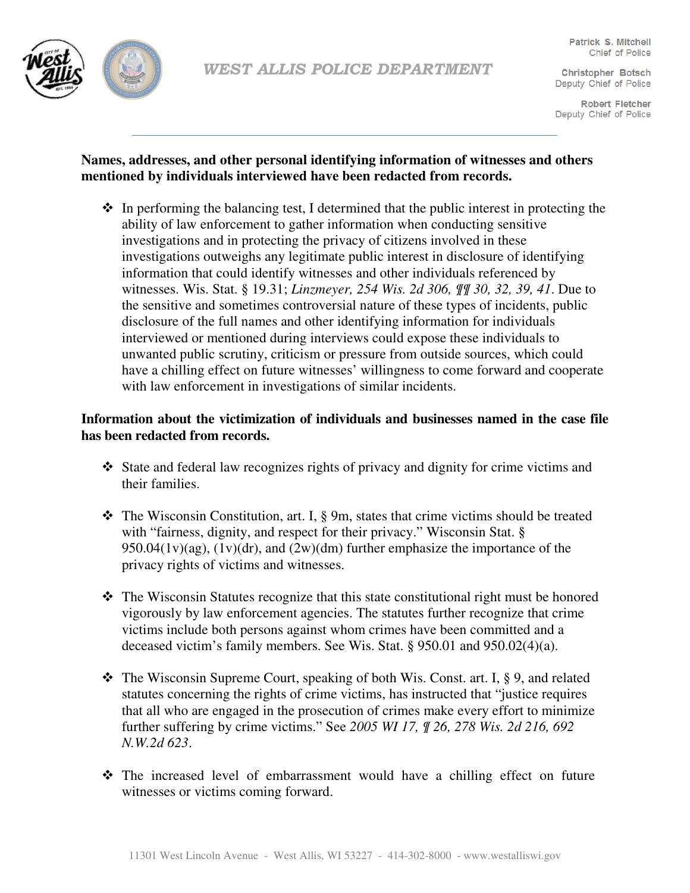**Names, addresses, and other personal identifying information of witnesses and others mentioned by individuals interviewed have been redacted from records.**

- In performing the balancing test, I determined that the public interest in protecting the ability of law enforcement to gather information when conducting sensitive investigations and in protecting the privacy of citizens involved in these investigations outweighs any legitimate public interest in disclosure of identifying information that could identify witnesses and other individuals referenced by witnesses. Wis. Stat. § 19.31; *Linzmeyer, 254 Wis. 2d 306, ¶¶ 30, 32, 39, 41*. Due to the sensitive and sometimes controversial nature of these types of incidents, public disclosure of the full names and other identifying information for individuals interviewed or mentioned during interviews could expose these individuals to unwanted public scrutiny, criticism or pressure from outside sources, which could have a chilling effect on future witnesses' willingness to come forward and cooperate with law enforcement in investigations of similar incidents.

**Information about the victimization of individuals and businesses named in the case file has been redacted from records.**

- State and federal law recognizes rights of privacy and dignity for crime victims and their families.
- The Wisconsin Constitution, art. I, § 9m, states that crime victims should be treated with "fairness, dignity, and respect for their privacy." Wisconsin Stat. § 950.04(1v)(ag), (1v)(dr), and (2w)(dm) further emphasize the importance of the privacy rights of victims and witnesses.
- The Wisconsin Statutes recognize that this state constitutional right must be honored vigorously by law enforcement agencies. The statutes further recognize that crime victims include both persons against whom crimes have been committed and a deceased victim's family members. See Wis. Stat. § 950.01 and 950.02(4)(a).
- The Wisconsin Supreme Court, speaking of both Wis. Const. art. I, § 9, and related statutes concerning the rights of crime victims, has instructed that "justice requires that all who are engaged in the prosecution of crimes make every effort to minimize further suffering by crime victims." See *2005 WI 17, ¶ 26, 278 Wis. 2d 216, 692 N.W.2d 623*.
- The increased level of embarrassment would have a chilling effect on future witnesses or victims coming forward.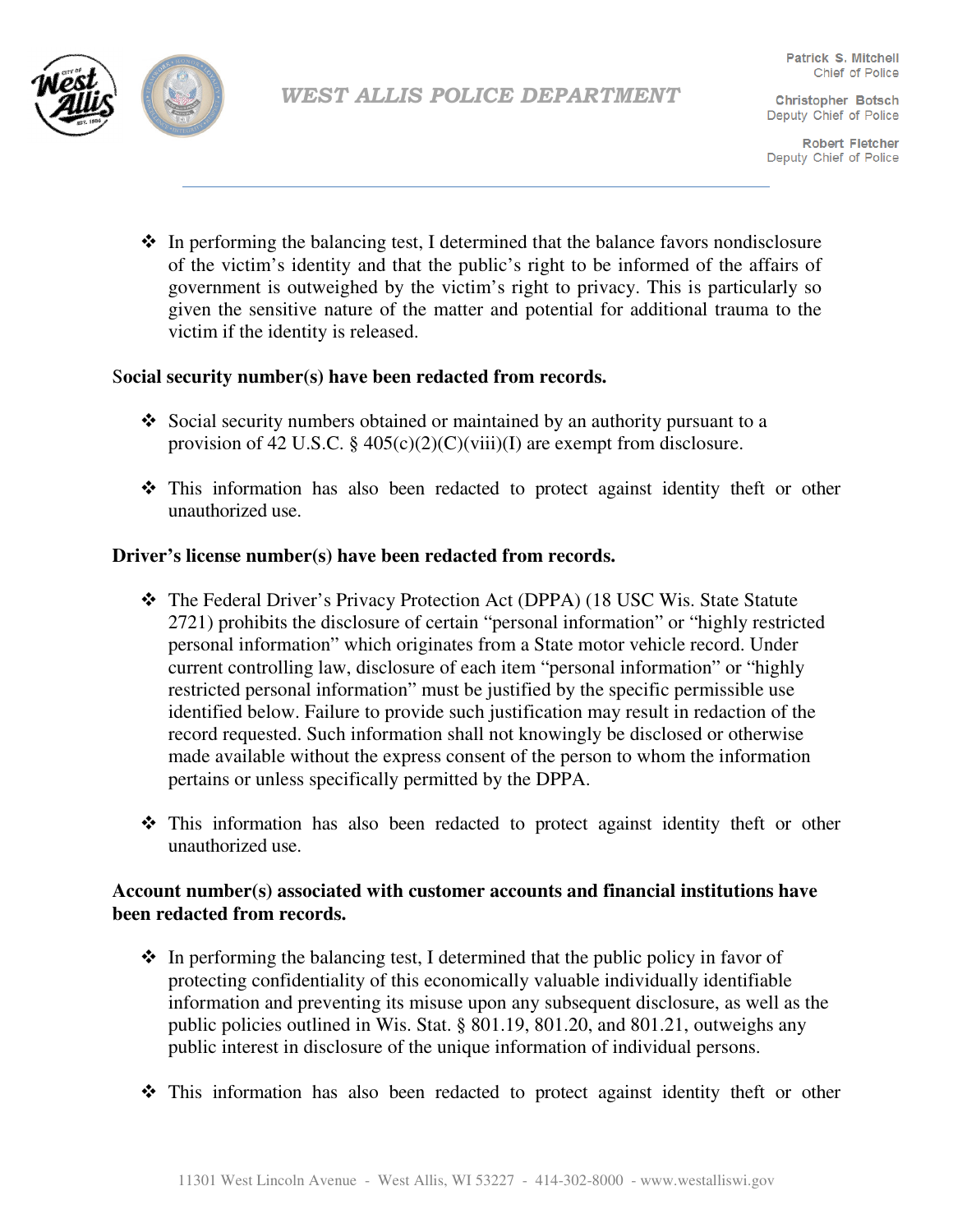- In performing the balancing test, I determined that the balance favors nondisclosure of the victim's identity and that the public's right to be informed of the affairs of government is outweighed by the victim's right to privacy. This is particularly so given the sensitive nature of the matter and potential for additional trauma to the victim if the identity is released.

**Social security number(s) have been redacted from records.**

- Social security numbers obtained or maintained by an authority pursuant to a provision of 42 U.S.C. § 405(c)(2)(C)(viii)(I) are exempt from disclosure.

- This information has also been redacted to protect against identity theft or other unauthorized use.

**Driver's license number(s) have been redacted from records.**

- The Federal Driver's Privacy Protection Act (DPPA) (18 USC Wis. State Statute 2721) prohibits the disclosure of certain "personal information" or "highly restricted personal information" which originates from a State motor vehicle record. Under current controlling law, disclosure of each item "personal information" or "highly restricted personal information" must be justified by the specific permissible use identified below. Failure to provide such justification may result in redaction of the record requested. Such information shall not knowingly be disclosed or otherwise made available without the express consent of the person to whom the information pertains or unless specifically permitted by the DPPA.

- This information has also been redacted to protect against identity theft or other unauthorized use.

**Account number(s) associated with customer accounts and financial institutions have been redacted from records.**

- In performing the balancing test, I determined that the public policy in favor of protecting confidentiality of this economically valuable individually identifiable information and preventing its misuse upon any subsequent disclosure, as well as the public policies outlined in Wis. Stat. § 801.19, 801.20, and 801.21, outweighs any public interest in disclosure of the unique information of individual persons.

- This information has also been redacted to protect against identity theft or other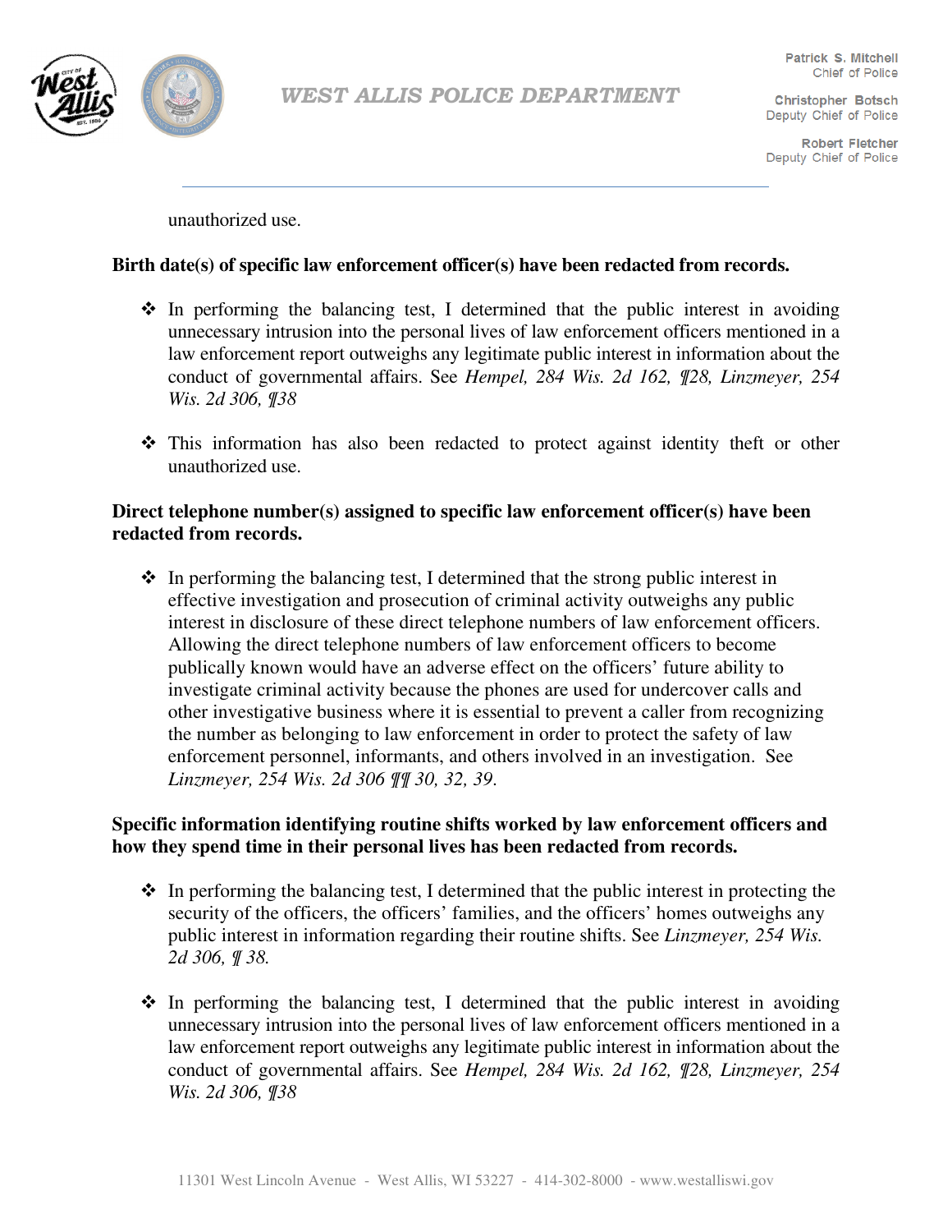unauthorized use.

**Birth date(s) of specific law enforcement officer(s) have been redacted from records.**

- In performing the balancing test, I determined that the public interest in avoiding unnecessary intrusion into the personal lives of law enforcement officers mentioned in a law enforcement report outweighs any legitimate public interest in information about the conduct of governmental affairs. See *Hempel, 284 Wis. 2d 162, ¶28, Linzmeyer, 254 Wis. 2d 306, ¶38*

- This information has also been redacted to protect against identity theft or other unauthorized use.

**Direct telephone number(s) assigned to specific law enforcement officer(s) have been redacted from records.**

- In performing the balancing test, I determined that the strong public interest in effective investigation and prosecution of criminal activity outweighs any public interest in disclosure of these direct telephone numbers of law enforcement officers. Allowing the direct telephone numbers of law enforcement officers to become publically known would have an adverse effect on the officers' future ability to investigate criminal activity because the phones are used for undercover calls and other investigative business where it is essential to prevent a caller from recognizing the number as belonging to law enforcement in order to protect the safety of law enforcement personnel, informants, and others involved in an investigation. See *Linzmeyer, 254 Wis. 2d 306 ¶¶ 30, 32, 39*.

**Specific information identifying routine shifts worked by law enforcement officers and how they spend time in their personal lives has been redacted from records.**

- In performing the balancing test, I determined that the public interest in protecting the security of the officers, the officers' families, and the officers' homes outweighs any public interest in information regarding their routine shifts. See *Linzmeyer, 254 Wis. 2d 306, ¶ 38.*

- In performing the balancing test, I determined that the public interest in avoiding unnecessary intrusion into the personal lives of law enforcement officers mentioned in a law enforcement report outweighs any legitimate public interest in information about the conduct of governmental affairs. See *Hempel, 284 Wis. 2d 162, ¶28, Linzmeyer, 254 Wis. 2d 306, ¶38*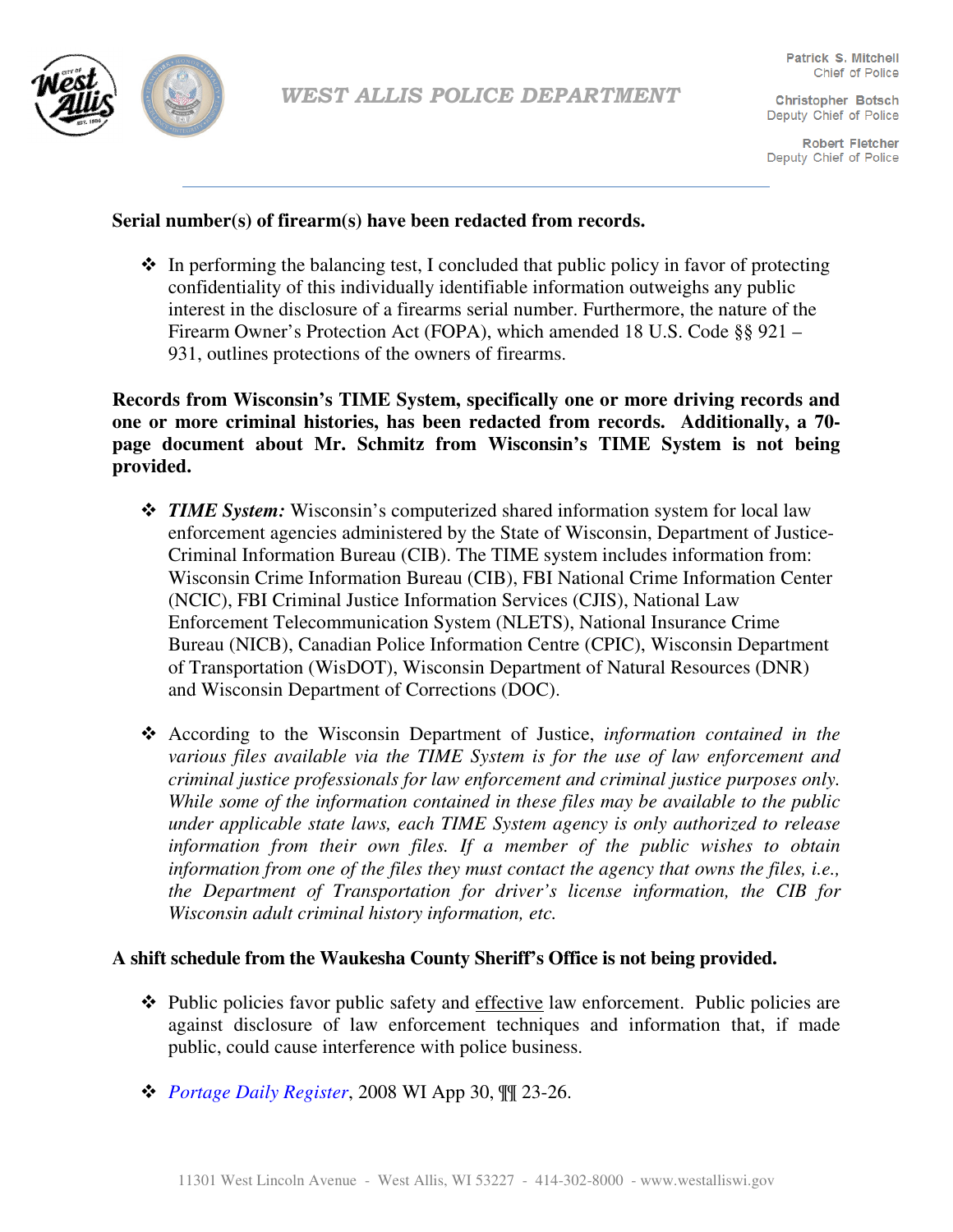**Serial number(s) of firearm(s) have been redacted from records.**

- In performing the balancing test, I concluded that public policy in favor of protecting confidentiality of this individually identifiable information outweighs any public interest in the disclosure of a firearms serial number. Furthermore, the nature of the Firearm Owner's Protection Act (FOPA), which amended 18 U.S. Code §§ 921 – 931, outlines protections of the owners of firearms.

**Records from Wisconsin's TIME System, specifically one or more driving records and one or more criminal histories, has been redacted from records. Additionally, a 70-page document about Mr. Schmitz from Wisconsin's TIME System is not being provided.**

- ***TIME System:*** Wisconsin's computerized shared information system for local law enforcement agencies administered by the State of Wisconsin, Department of Justice-Criminal Information Bureau (CIB). The TIME system includes information from: Wisconsin Crime Information Bureau (CIB), FBI National Crime Information Center (NCIC), FBI Criminal Justice Information Services (CJIS), National Law Enforcement Telecommunication System (NLETS), National Insurance Crime Bureau (NICB), Canadian Police Information Centre (CPIC), Wisconsin Department of Transportation (WisDOT), Wisconsin Department of Natural Resources (DNR) and Wisconsin Department of Corrections (DOC).

- According to the Wisconsin Department of Justice, *information contained in the various files available via the TIME System is for the use of law enforcement and criminal justice professionals for law enforcement and criminal justice purposes only. While some of the information contained in these files may be available to the public under applicable state laws, each TIME System agency is only authorized to release information from their own files. If a member of the public wishes to obtain information from one of the files they must contact the agency that owns the files, i.e., the Department of Transportation for driver's license information, the CIB for Wisconsin adult criminal history information, etc.*

**A shift schedule from the Waukesha County Sheriff's Office is not being provided.**

- Public policies favor public safety and <u>effective</u> law enforcement. Public policies are against disclosure of law enforcement techniques and information that, if made public, could cause interference with police business.

- *Portage Daily Register*, 2008 WI App 30, ¶¶ 23-26.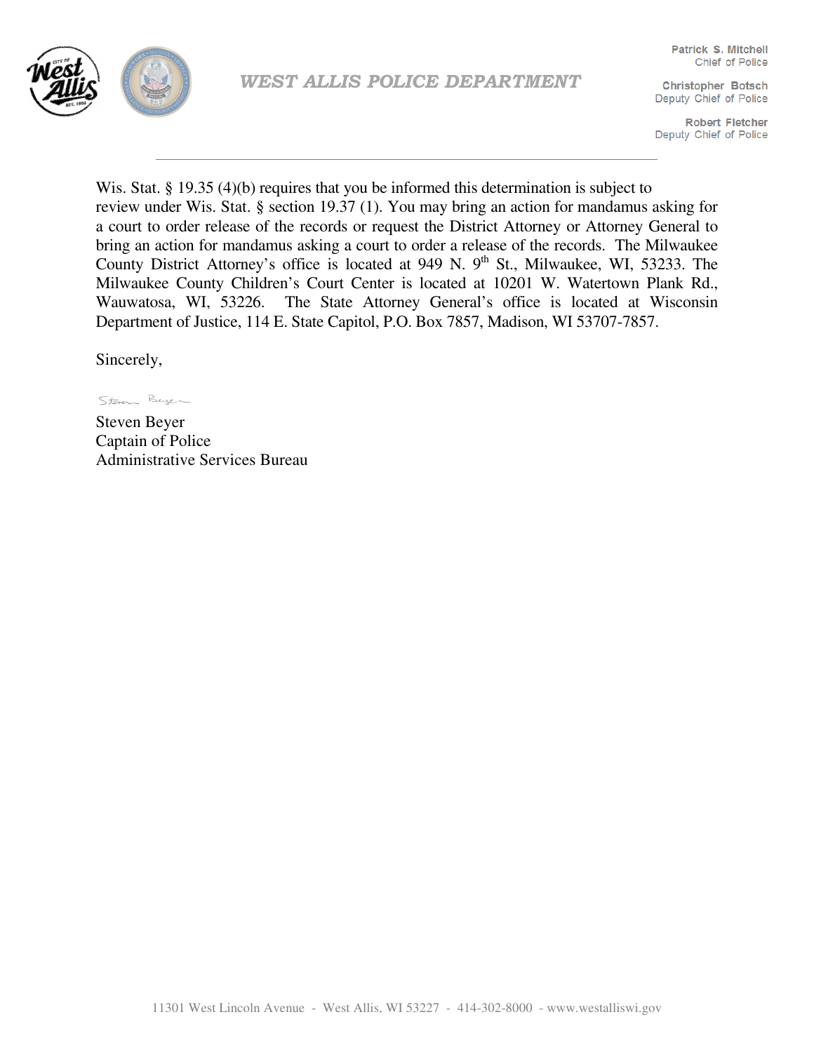Wis. Stat. § 19.35 (4)(b) requires that you be informed this determination is subject to review under Wis. Stat. § section 19.37 (1). You may bring an action for mandamus asking for a court to order release of the records or request the District Attorney or Attorney General to bring an action for mandamus asking a court to order a release of the records. The Milwaukee County District Attorney's office is located at 949 N. 9th St., Milwaukee, WI, 53233. The Milwaukee County Children's Court Center is located at 10201 W. Watertown Plank Rd., Wauwatosa, WI, 53226. The State Attorney General's office is located at Wisconsin Department of Justice, 114 E. State Capitol, P.O. Box 7857, Madison, WI 53707-7857.

Sincerely,

Steven Beyer
Captain of Police
Administrative Services Bureau